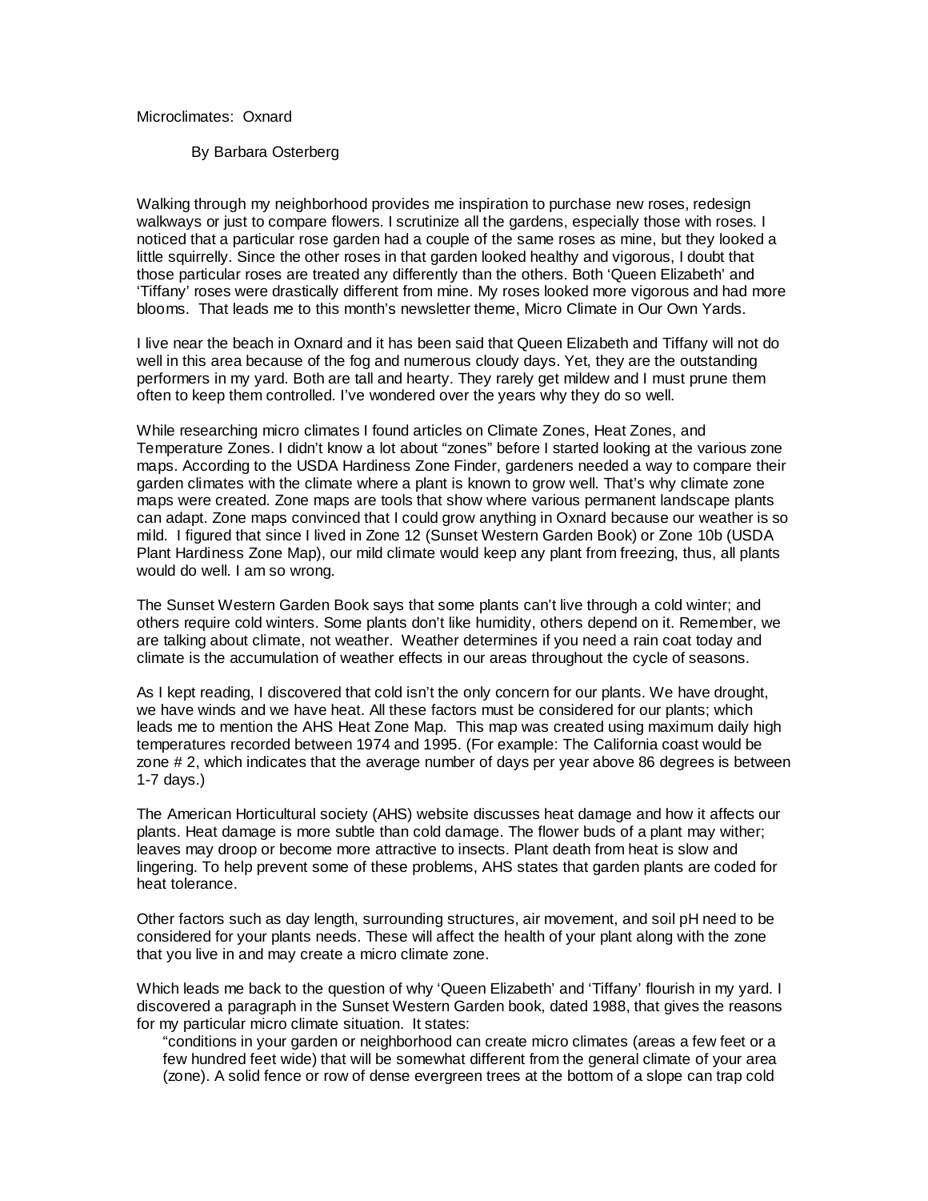# Microclimates: Oxnard

By Barbara Osterberg

Walking through my neighborhood provides me inspiration to purchase new roses, redesign walkways or just to compare flowers. I scrutinize all the gardens, especially those with roses. I noticed that a particular rose garden had a couple of the same roses as mine, but they looked a little squirrelly. Since the other roses in that garden looked healthy and vigorous, I doubt that those particular roses are treated any differently than the others. Both 'Queen Elizabeth' and 'Tiffany' roses were drastically different from mine. My roses looked more vigorous and had more blooms. That leads me to this month's newsletter theme, Micro Climate in Our Own Yards.

I live near the beach in Oxnard and it has been said that Queen Elizabeth and Tiffany will not do well in this area because of the fog and numerous cloudy days. Yet, they are the outstanding performers in my yard. Both are tall and hearty. They rarely get mildew and I must prune them often to keep them controlled. I've wondered over the years why they do so well.

While researching micro climates I found articles on Climate Zones, Heat Zones, and Temperature Zones. I didn't know a lot about "zones" before I started looking at the various zone maps. According to the USDA Hardiness Zone Finder, gardeners needed a way to compare their garden climates with the climate where a plant is known to grow well. That's why climate zone maps were created. Zone maps are tools that show where various permanent landscape plants can adapt. Zone maps convinced that I could grow anything in Oxnard because our weather is so mild. I figured that since I lived in Zone 12 (Sunset Western Garden Book) or Zone 10b (USDA Plant Hardiness Zone Map), our mild climate would keep any plant from freezing, thus, all plants would do well. I am so wrong.

The Sunset Western Garden Book says that some plants can't live through a cold winter; and others require cold winters. Some plants don't like humidity, others depend on it. Remember, we are talking about climate, not weather. Weather determines if you need a rain coat today and climate is the accumulation of weather effects in our areas throughout the cycle of seasons.

As I kept reading, I discovered that cold isn't the only concern for our plants. We have drought, we have winds and we have heat. All these factors must be considered for our plants; which leads me to mention the AHS Heat Zone Map. This map was created using maximum daily high temperatures recorded between 1974 and 1995. (For example: The California coast would be zone # 2, which indicates that the average number of days per year above 86 degrees is between 1-7 days.)

The American Horticultural society (AHS) website discusses heat damage and how it affects our plants. Heat damage is more subtle than cold damage. The flower buds of a plant may wither; leaves may droop or become more attractive to insects. Plant death from heat is slow and lingering. To help prevent some of these problems, AHS states that garden plants are coded for heat tolerance.

Other factors such as day length, surrounding structures, air movement, and soil pH need to be considered for your plants needs. These will affect the health of your plant along with the zone that you live in and may create a micro climate zone.

Which leads me back to the question of why 'Queen Elizabeth' and 'Tiffany' flourish in my yard. I discovered a paragraph in the Sunset Western Garden book, dated 1988, that gives the reasons for my particular micro climate situation. It states:

> "conditions in your garden or neighborhood can create micro climates (areas a few feet or a few hundred feet wide) that will be somewhat different from the general climate of your area (zone). A solid fence or row of dense evergreen trees at the bottom of a slope can trap cold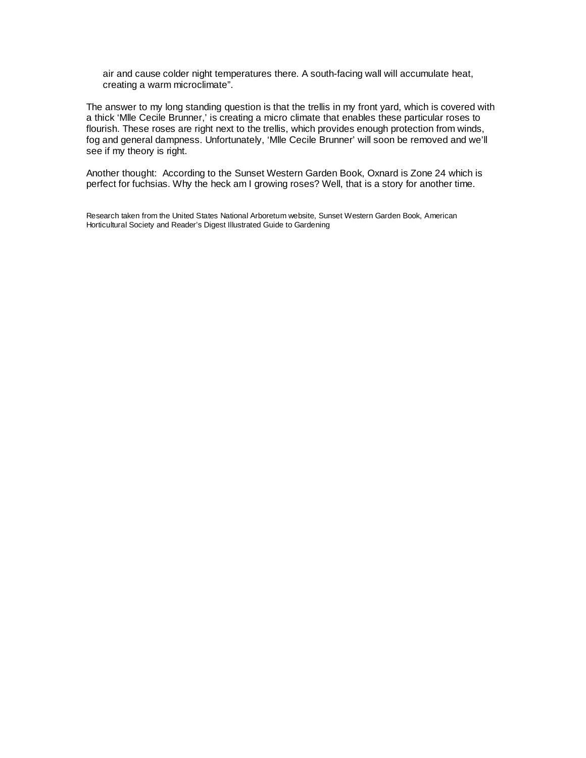> air and cause colder night temperatures there. A south-facing wall will accumulate heat, creating a warm microclimate".

The answer to my long standing question is that the trellis in my front yard, which is covered with a thick 'Mlle Cecile Brunner,' is creating a micro climate that enables these particular roses to flourish. These roses are right next to the trellis, which provides enough protection from winds, fog and general dampness. Unfortunately, 'Mlle Cecile Brunner' will soon be removed and we'll see if my theory is right.

Another thought: According to the Sunset Western Garden Book, Oxnard is Zone 24 which is perfect for fuchsias. Why the heck am I growing roses? Well, that is a story for another time.

Research taken from the United States National Arboretum website, Sunset Western Garden Book, American Horticultural Society and Reader's Digest Illustrated Guide to Gardening